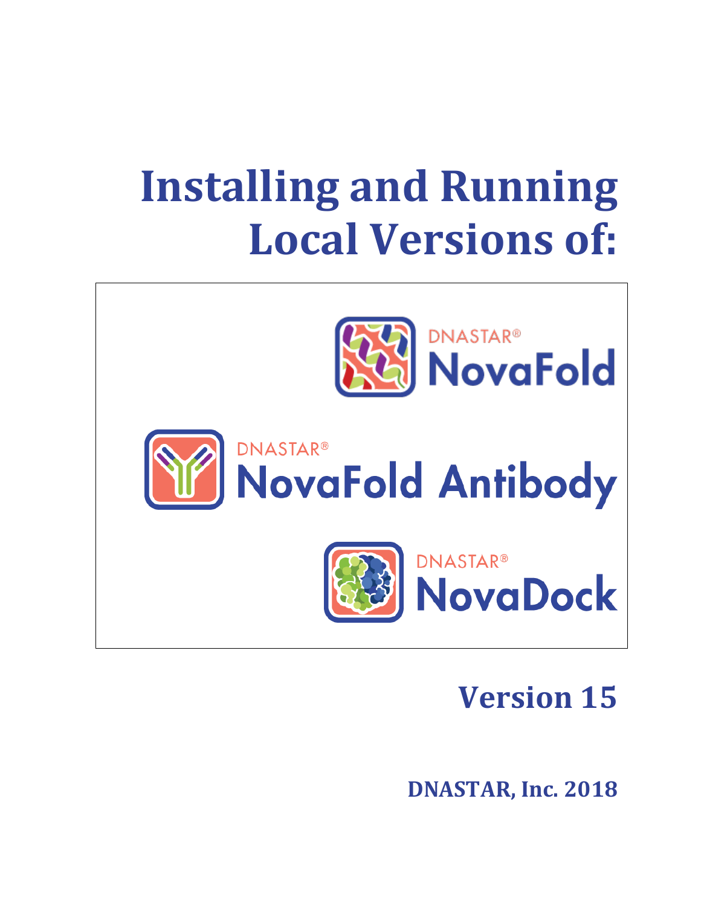# Installing and Running Local Versions of:

DNASTAR® NovaFold

DNASTAR® NovaFold Antibody

DNASTAR® NovaDock

## Version 15

**DNASTAR, Inc. 2018**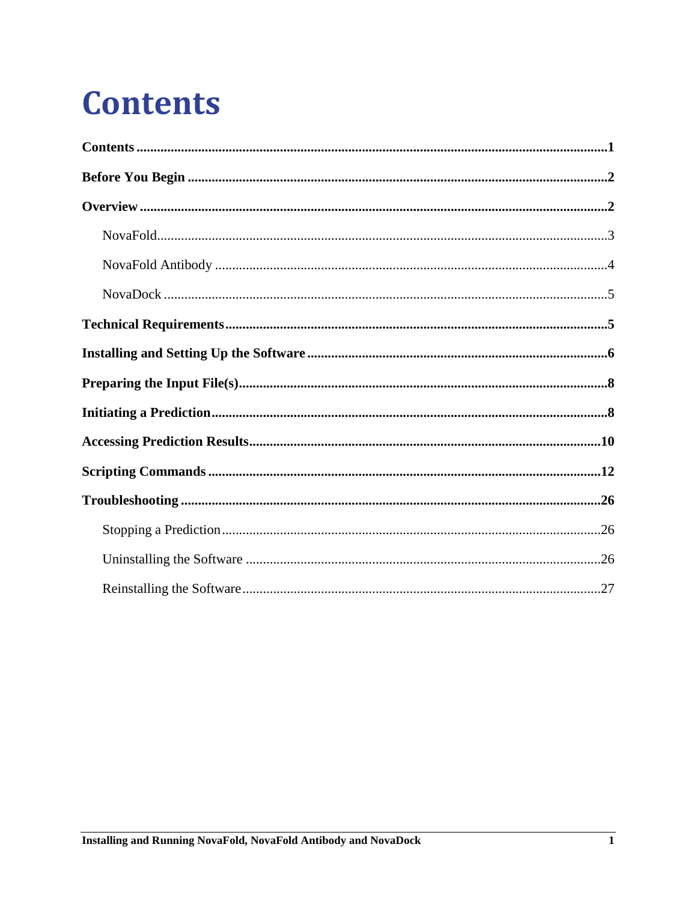# Contents

**Contents** ........................................................................................................................................**1**

**Before You Begin** ..........................................................................................................................**2**

**Overview** ........................................................................................................................................**2**

NovaFold.....................................................................................................................................3

NovaFold Antibody ....................................................................................................................4

NovaDock ...................................................................................................................................5

**Technical Requirements**...............................................................................................................**5**

**Installing and Setting Up the Software** .......................................................................................**6**

**Preparing the Input File(s)**............................................................................................................**8**

**Initiating a Prediction**...................................................................................................................**8**

**Accessing Prediction Results**......................................................................................................**10**

**Scripting Commands** ...................................................................................................................**12**

**Troubleshooting** ...........................................................................................................................**26**

Stopping a Prediction................................................................................................................26

Uninstalling the Software .........................................................................................................26

Reinstalling the Software..........................................................................................................27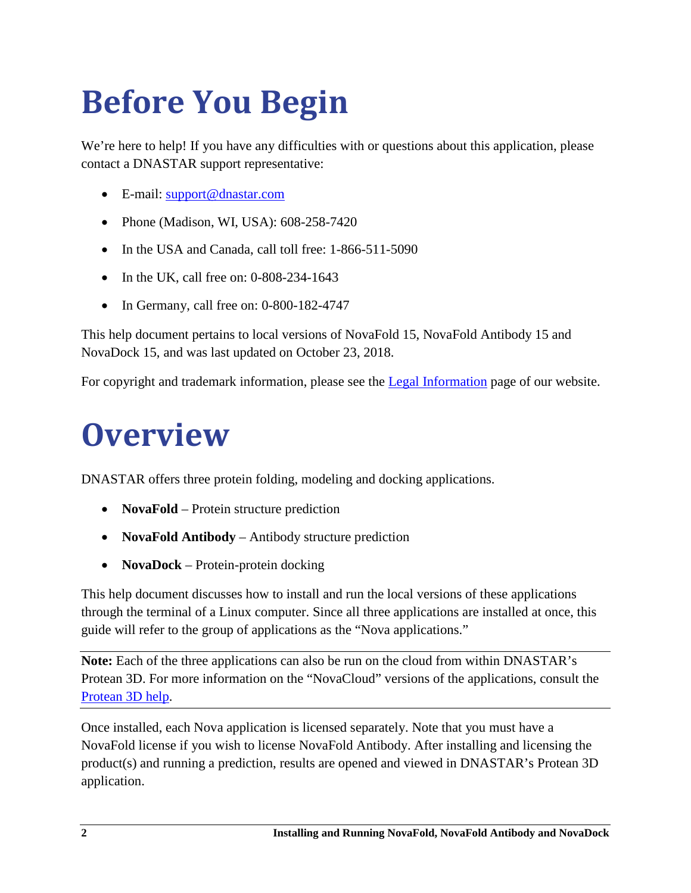# Before You Begin

We're here to help! If you have any difficulties with or questions about this application, please contact a DNASTAR support representative:

- E-mail: [support@dnastar.com](mailto:support@dnastar.com)
- Phone (Madison, WI, USA): 608-258-7420
- In the USA and Canada, call toll free: 1-866-511-5090
- In the UK, call free on: 0-808-234-1643
- In Germany, call free on: 0-800-182-4747

This help document pertains to local versions of NovaFold 15, NovaFold Antibody 15 and NovaDock 15, and was last updated on October 23, 2018.

For copyright and trademark information, please see the Legal Information page of our website.

# Overview

DNASTAR offers three protein folding, modeling and docking applications.

- **NovaFold** – Protein structure prediction
- **NovaFold Antibody** – Antibody structure prediction
- **NovaDock** – Protein-protein docking

This help document discusses how to install and run the local versions of these applications through the terminal of a Linux computer. Since all three applications are installed at once, this guide will refer to the group of applications as the "Nova applications."

---

**Note:** Each of the three applications can also be run on the cloud from within DNASTAR's Protean 3D. For more information on the "NovaCloud" versions of the applications, consult the Protean 3D help.

---

Once installed, each Nova application is licensed separately. Note that you must have a NovaFold license if you wish to license NovaFold Antibody. After installing and licensing the product(s) and running a prediction, results are opened and viewed in DNASTAR's Protean 3D application.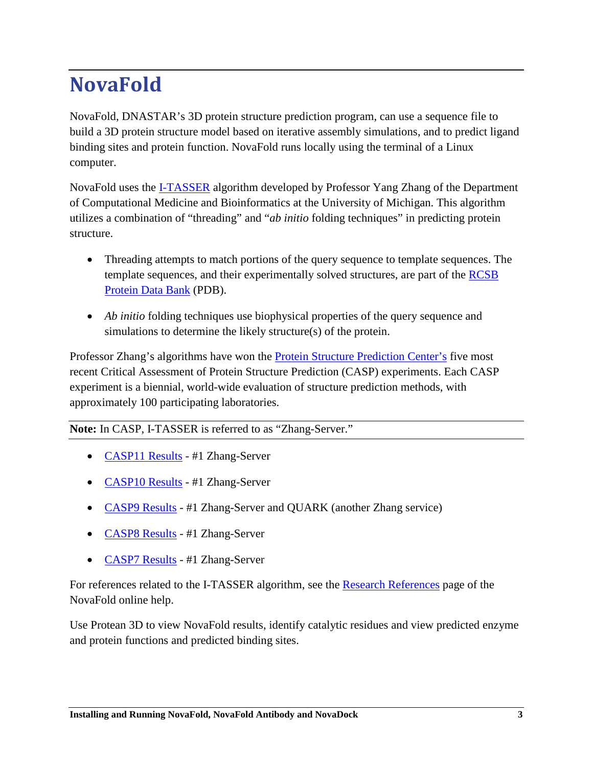# NovaFold

NovaFold, DNASTAR's 3D protein structure prediction program, can use a sequence file to build a 3D protein structure model based on iterative assembly simulations, and to predict ligand binding sites and protein function. NovaFold runs locally using the terminal of a Linux computer.

NovaFold uses the I-TASSER algorithm developed by Professor Yang Zhang of the Department of Computational Medicine and Bioinformatics at the University of Michigan. This algorithm utilizes a combination of "threading" and "*ab initio* folding techniques" in predicting protein structure.

- Threading attempts to match portions of the query sequence to template sequences. The template sequences, and their experimentally solved structures, are part of the RCSB Protein Data Bank (PDB).
- *Ab initio* folding techniques use biophysical properties of the query sequence and simulations to determine the likely structure(s) of the protein.

Professor Zhang's algorithms have won the Protein Structure Prediction Center's five most recent Critical Assessment of Protein Structure Prediction (CASP) experiments. Each CASP experiment is a biennial, world-wide evaluation of structure prediction methods, with approximately 100 participating laboratories.

**Note:** In CASP, I-TASSER is referred to as "Zhang-Server."

- CASP11 Results - #1 Zhang-Server
- CASP10 Results - #1 Zhang-Server
- CASP9 Results - #1 Zhang-Server and QUARK (another Zhang service)
- CASP8 Results - #1 Zhang-Server
- CASP7 Results - #1 Zhang-Server

For references related to the I-TASSER algorithm, see the Research References page of the NovaFold online help.

Use Protean 3D to view NovaFold results, identify catalytic residues and view predicted enzyme and protein functions and predicted binding sites.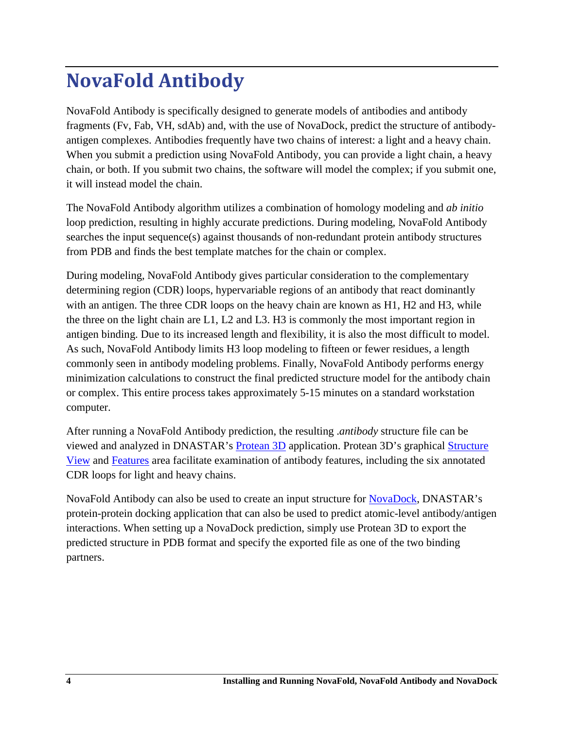# NovaFold Antibody

NovaFold Antibody is specifically designed to generate models of antibodies and antibody fragments (Fv, Fab, VH, sdAb) and, with the use of NovaDock, predict the structure of antibody-antigen complexes. Antibodies frequently have two chains of interest: a light and a heavy chain. When you submit a prediction using NovaFold Antibody, you can provide a light chain, a heavy chain, or both. If you submit two chains, the software will model the complex; if you submit one, it will instead model the chain.

The NovaFold Antibody algorithm utilizes a combination of homology modeling and *ab initio* loop prediction, resulting in highly accurate predictions. During modeling, NovaFold Antibody searches the input sequence(s) against thousands of non-redundant protein antibody structures from PDB and finds the best template matches for the chain or complex.

During modeling, NovaFold Antibody gives particular consideration to the complementary determining region (CDR) loops, hypervariable regions of an antibody that react dominantly with an antigen. The three CDR loops on the heavy chain are known as H1, H2 and H3, while the three on the light chain are L1, L2 and L3. H3 is commonly the most important region in antigen binding. Due to its increased length and flexibility, it is also the most difficult to model. As such, NovaFold Antibody limits H3 loop modeling to fifteen or fewer residues, a length commonly seen in antibody modeling problems. Finally, NovaFold Antibody performs energy minimization calculations to construct the final predicted structure model for the antibody chain or complex. This entire process takes approximately 5-15 minutes on a standard workstation computer.

After running a NovaFold Antibody prediction, the resulting *.antibody* structure file can be viewed and analyzed in DNASTAR's [Protean 3D](#) application. Protean 3D's graphical [Structure View](#) and [Features](#) area facilitate examination of antibody features, including the six annotated CDR loops for light and heavy chains.

NovaFold Antibody can also be used to create an input structure for [NovaDock](#), DNASTAR's protein-protein docking application that can also be used to predict atomic-level antibody/antigen interactions. When setting up a NovaDock prediction, simply use Protean 3D to export the predicted structure in PDB format and specify the exported file as one of the two binding partners.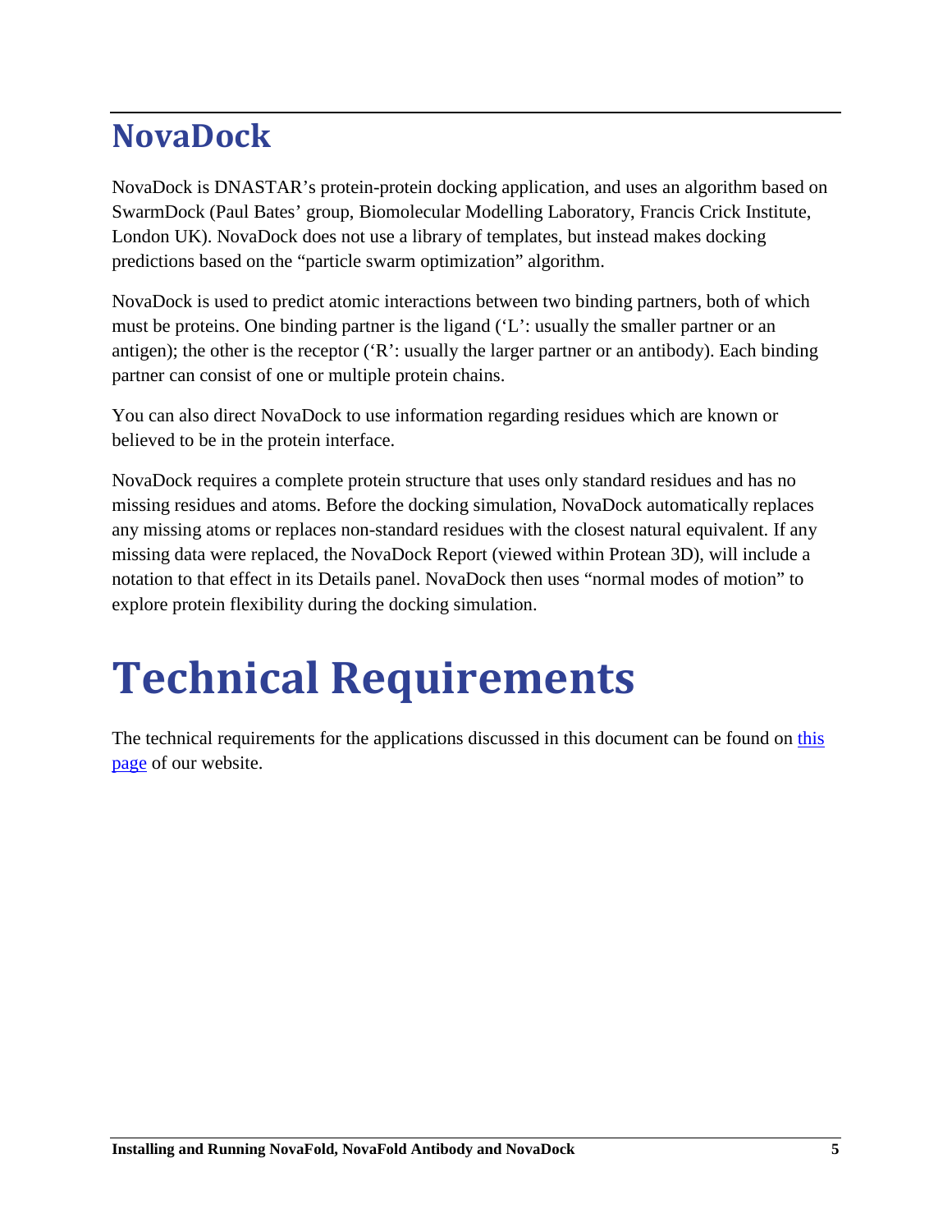## NovaDock

NovaDock is DNASTAR's protein-protein docking application, and uses an algorithm based on SwarmDock (Paul Bates' group, Biomolecular Modelling Laboratory, Francis Crick Institute, London UK). NovaDock does not use a library of templates, but instead makes docking predictions based on the "particle swarm optimization" algorithm.

NovaDock is used to predict atomic interactions between two binding partners, both of which must be proteins. One binding partner is the ligand ('L': usually the smaller partner or an antigen); the other is the receptor ('R': usually the larger partner or an antibody). Each binding partner can consist of one or multiple protein chains.

You can also direct NovaDock to use information regarding residues which are known or believed to be in the protein interface.

NovaDock requires a complete protein structure that uses only standard residues and has no missing residues and atoms. Before the docking simulation, NovaDock automatically replaces any missing atoms or replaces non-standard residues with the closest natural equivalent. If any missing data were replaced, the NovaDock Report (viewed within Protean 3D), will include a notation to that effect in its Details panel. NovaDock then uses "normal modes of motion" to explore protein flexibility during the docking simulation.

# Technical Requirements

The technical requirements for the applications discussed in this document can be found on [this page](#) of our website.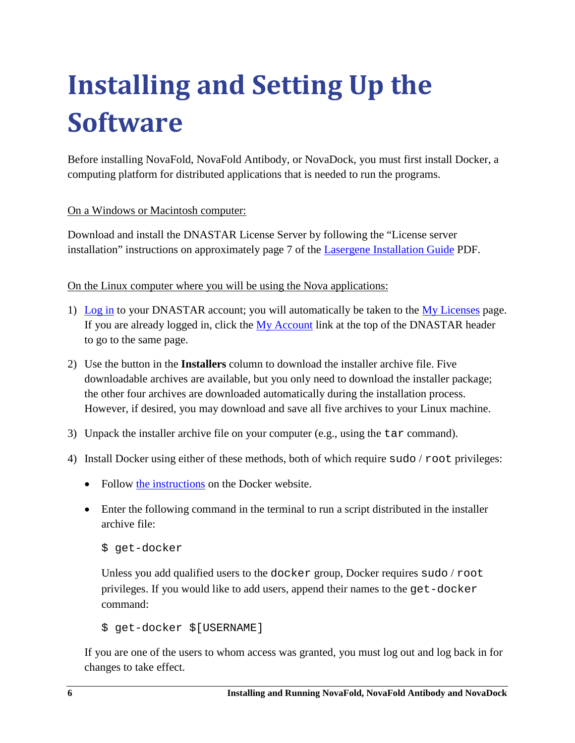# Installing and Setting Up the Software

Before installing NovaFold, NovaFold Antibody, or NovaDock, you must first install Docker, a computing platform for distributed applications that is needed to run the programs.

<u>On a Windows or Macintosh computer:</u>

Download and install the DNASTAR License Server by following the "License server installation" instructions on approximately page 7 of the [Lasergene Installation Guide]() PDF.

<u>On the Linux computer where you will be using the Nova applications:</u>

1) [Log in]() to your DNASTAR account; you will automatically be taken to the [My Licenses]() page. If you are already logged in, click the [My Account]() link at the top of the DNASTAR header to go to the same page.

2) Use the button in the **Installers** column to download the installer archive file. Five downloadable archives are available, but you only need to download the installer package; the other four archives are downloaded automatically during the installation process. However, if desired, you may download and save all five archives to your Linux machine.

3) Unpack the installer archive file on your computer (e.g., using the `tar` command).

4) Install Docker using either of these methods, both of which require `sudo` / `root` privileges:

   - Follow [the instructions]() on the Docker website.

   - Enter the following command in the terminal to run a script distributed in the installer archive file:

     ```
     $ get-docker
     ```

     Unless you add qualified users to the `docker` group, Docker requires `sudo` / `root` privileges. If you would like to add users, append their names to the `get-docker` command:

     ```
     $ get-docker $[USERNAME]
     ```

   If you are one of the users to whom access was granted, you must log out and log back in for changes to take effect.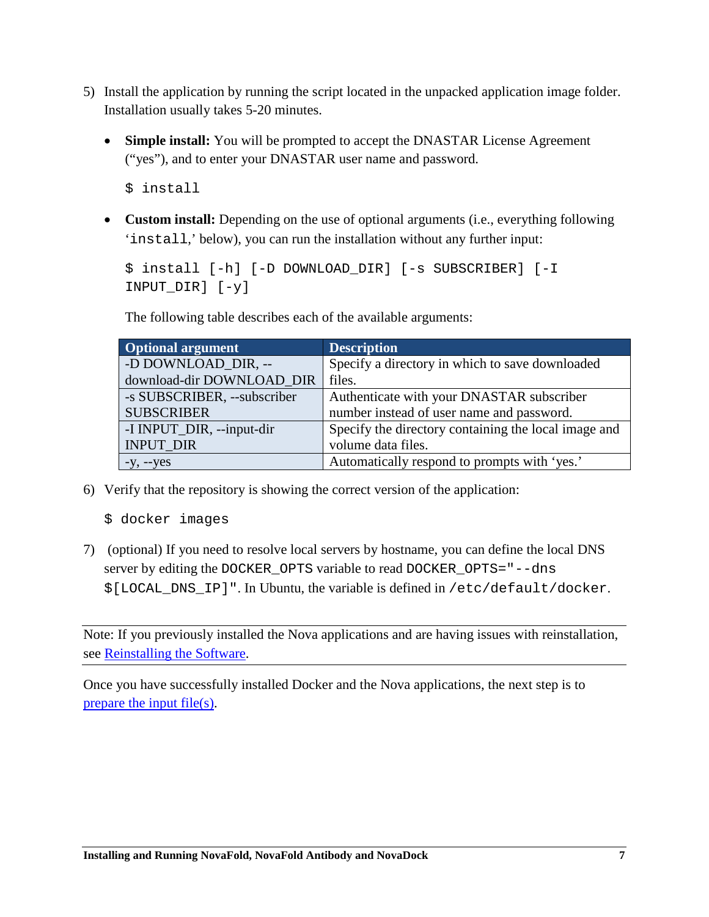5) Install the application by running the script located in the unpacked application image folder. Installation usually takes 5-20 minutes.

   - **Simple install:** You will be prompted to accept the DNASTAR License Agreement ("yes"), and to enter your DNASTAR user name and password.

     ```
     $ install
     ```

   - **Custom install:** Depending on the use of optional arguments (i.e., everything following '`install`,' below), you can run the installation without any further input:

     ```
     $ install [-h] [-D DOWNLOAD_DIR] [-s SUBSCRIBER] [-I
     INPUT_DIR] [-y]
     ```

     The following table describes each of the available arguments:

| Optional argument | Description |
| --- | --- |
| -D DOWNLOAD_DIR, --download-dir DOWNLOAD_DIR | Specify a directory in which to save downloaded files. |
| -s SUBSCRIBER, --subscriber SUBSCRIBER | Authenticate with your DNASTAR subscriber number instead of user name and password. |
| -I INPUT_DIR, --input-dir INPUT_DIR | Specify the directory containing the local image and volume data files. |
| -y, --yes | Automatically respond to prompts with 'yes.' |

6) Verify that the repository is showing the correct version of the application:

   ```
   $ docker images
   ```

7) (optional) If you need to resolve local servers by hostname, you can define the local DNS server by editing the `DOCKER_OPTS` variable to read `DOCKER_OPTS="--dns $[LOCAL_DNS_IP]"`. In Ubuntu, the variable is defined in `/etc/default/docker`.

---

Note: If you previously installed the Nova applications and are having issues with reinstallation, see Reinstalling the Software.

---

Once you have successfully installed Docker and the Nova applications, the next step is to prepare the input file(s).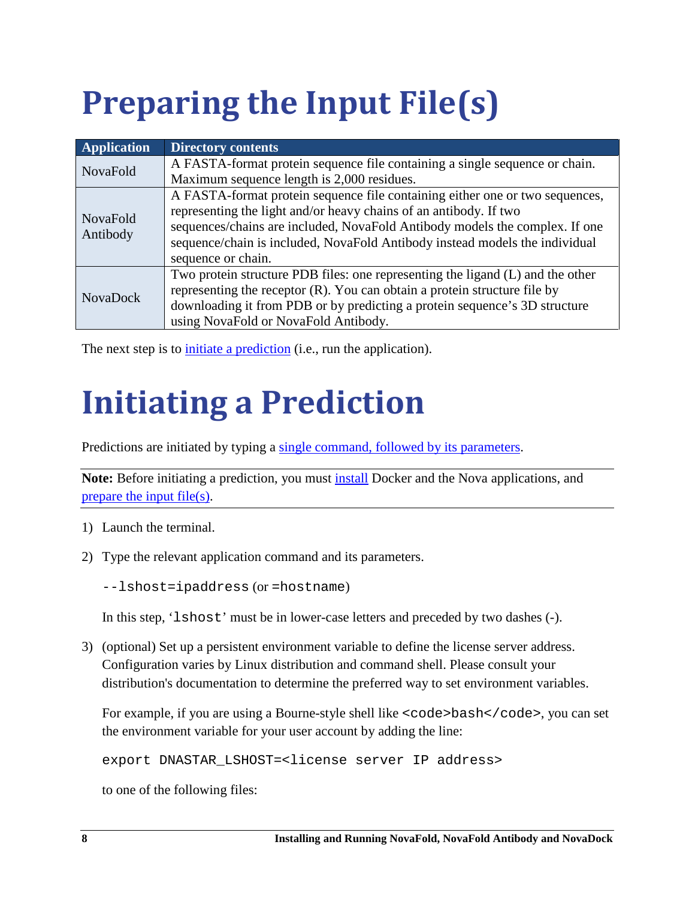# Preparing the Input File(s)

| Application | Directory contents |
| --- | --- |
| NovaFold | A FASTA-format protein sequence file containing a single sequence or chain. Maximum sequence length is 2,000 residues. |
| NovaFold Antibody | A FASTA-format protein sequence file containing either one or two sequences, representing the light and/or heavy chains of an antibody. If two sequences/chains are included, NovaFold Antibody models the complex. If one sequence/chain is included, NovaFold Antibody instead models the individual sequence or chain. |
| NovaDock | Two protein structure PDB files: one representing the ligand (L) and the other representing the receptor (R). You can obtain a protein structure file by downloading it from PDB or by predicting a protein sequence's 3D structure using NovaFold or NovaFold Antibody. |

The next step is to initiate a prediction (i.e., run the application).

# Initiating a Prediction

Predictions are initiated by typing a single command, followed by its parameters.

**Note:** Before initiating a prediction, you must install Docker and the Nova applications, and prepare the input file(s).

1) Launch the terminal.

2) Type the relevant application command and its parameters.

   `--lshost=ipaddress` (or `=hostname`)

   In this step, '`lshost`' must be in lower-case letters and preceded by two dashes (-).

3) (optional) Set up a persistent environment variable to define the license server address. Configuration varies by Linux distribution and command shell. Please consult your distribution's documentation to determine the preferred way to set environment variables.

   For example, if you are using a Bourne-style shell like `<code>bash</code>`, you can set the environment variable for your user account by adding the line:

   ```
   export DNASTAR_LSHOST=<license server IP address>
   ```

   to one of the following files: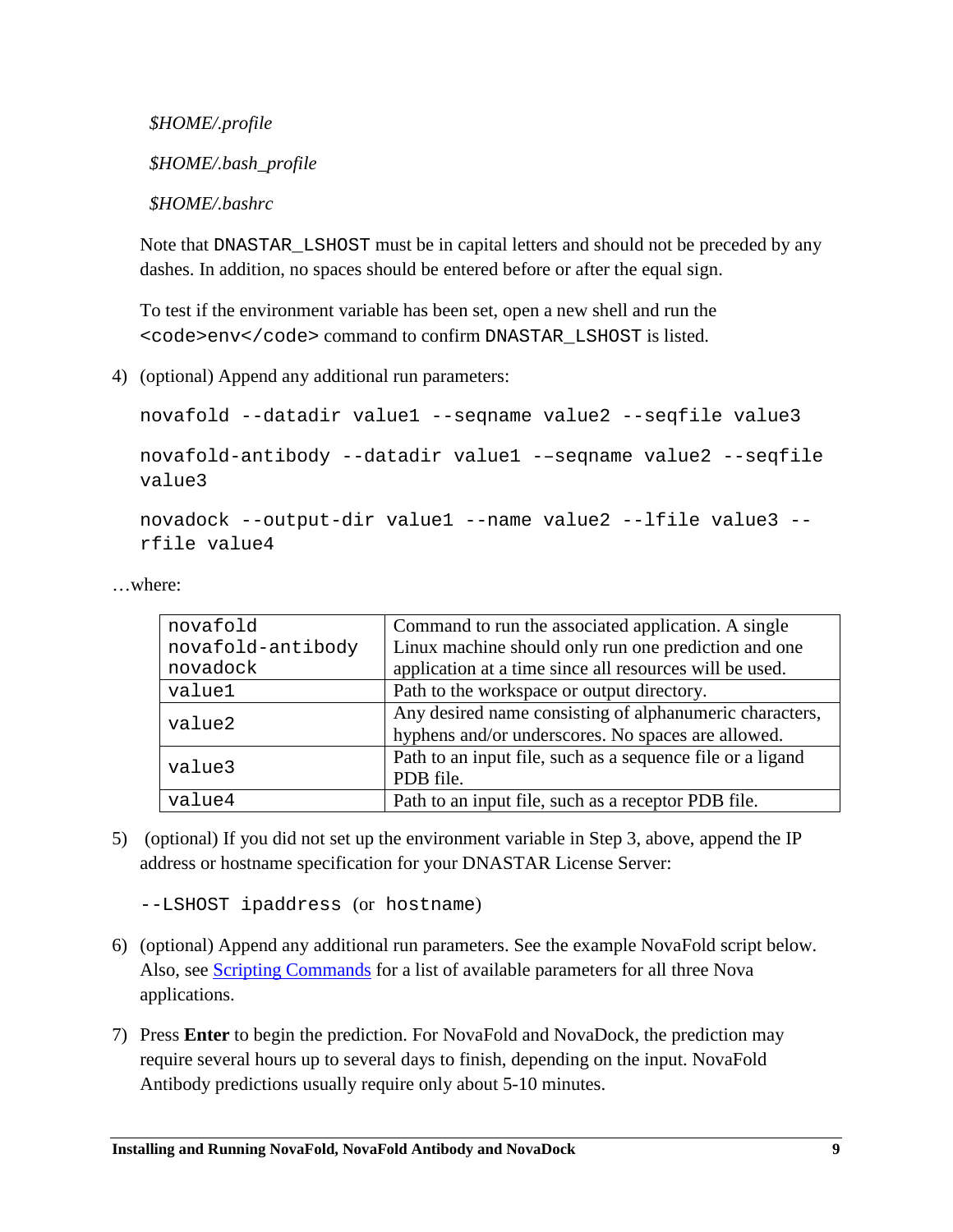*$HOME/.profile*

*$HOME/.bash_profile*

*$HOME/.bashrc*

Note that `DNASTAR_LSHOST` must be in capital letters and should not be preceded by any dashes. In addition, no spaces should be entered before or after the equal sign.

To test if the environment variable has been set, open a new shell and run the `<code>env</code>` command to confirm `DNASTAR_LSHOST` is listed.

4) (optional) Append any additional run parameters:

```
novafold --datadir value1 --seqname value2 --seqfile value3
```

```
novafold-antibody --datadir value1 -–seqname value2 --seqfile value3
```

```
novadock --output-dir value1 --name value2 --lfile value3 --rfile value4
```

…where:

| | |
|---|---|
| `novafold`<br>`novafold-antibody`<br>`novadock` | Command to run the associated application. A single Linux machine should only run one prediction and one application at a time since all resources will be used. |
| `value1` | Path to the workspace or output directory. |
| `value2` | Any desired name consisting of alphanumeric characters, hyphens and/or underscores. No spaces are allowed. |
| `value3` | Path to an input file, such as a sequence file or a ligand PDB file. |
| `value4` | Path to an input file, such as a receptor PDB file. |

5) (optional) If you did not set up the environment variable in Step 3, above, append the IP address or hostname specification for your DNASTAR License Server:

`--LSHOST ipaddress` (or `hostname`)

6) (optional) Append any additional run parameters. See the example NovaFold script below. Also, see [Scripting Commands] for a list of available parameters for all three Nova applications.

7) Press **Enter** to begin the prediction. For NovaFold and NovaDock, the prediction may require several hours up to several days to finish, depending on the input. NovaFold Antibody predictions usually require only about 5-10 minutes.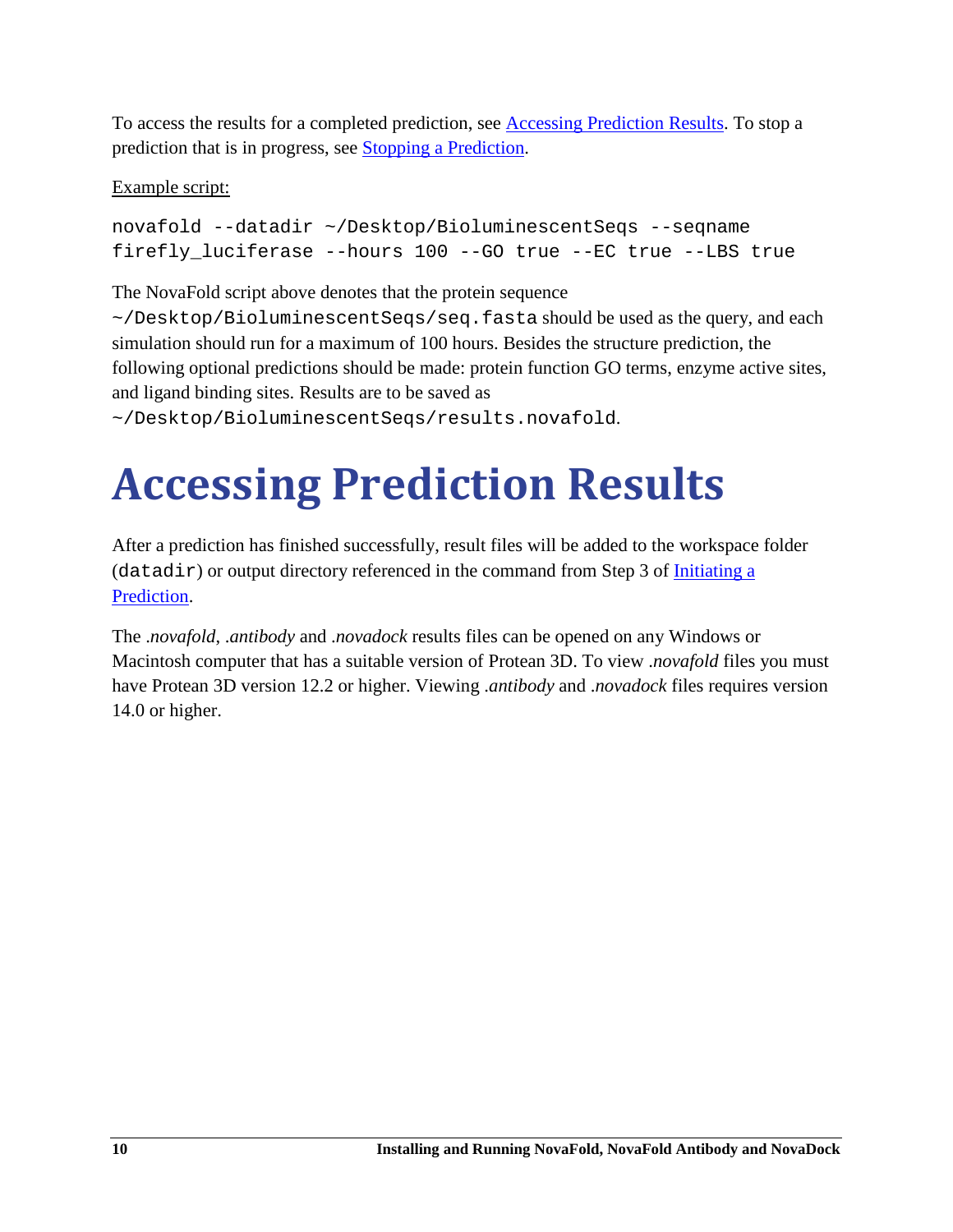To access the results for a completed prediction, see [Accessing Prediction Results](). To stop a prediction that is in progress, see [Stopping a Prediction]().

Example script:

```
novafold --datadir ~/Desktop/BioluminescentSeqs --seqname
firefly_luciferase --hours 100 --GO true --EC true --LBS true
```

The NovaFold script above denotes that the protein sequence `~/Desktop/BioluminescentSeqs/seq.fasta` should be used as the query, and each simulation should run for a maximum of 100 hours. Besides the structure prediction, the following optional predictions should be made: protein function GO terms, enzyme active sites, and ligand binding sites. Results are to be saved as `~/Desktop/BioluminescentSeqs/results.novafold`.

# Accessing Prediction Results

After a prediction has finished successfully, result files will be added to the workspace folder (`datadir`) or output directory referenced in the command from Step 3 of [Initiating a Prediction]().

The *.novafold*, *.antibody* and *.novadock* results files can be opened on any Windows or Macintosh computer that has a suitable version of Protean 3D. To view *.novafold* files you must have Protean 3D version 12.2 or higher. Viewing *.antibody* and *.novadock* files requires version 14.0 or higher.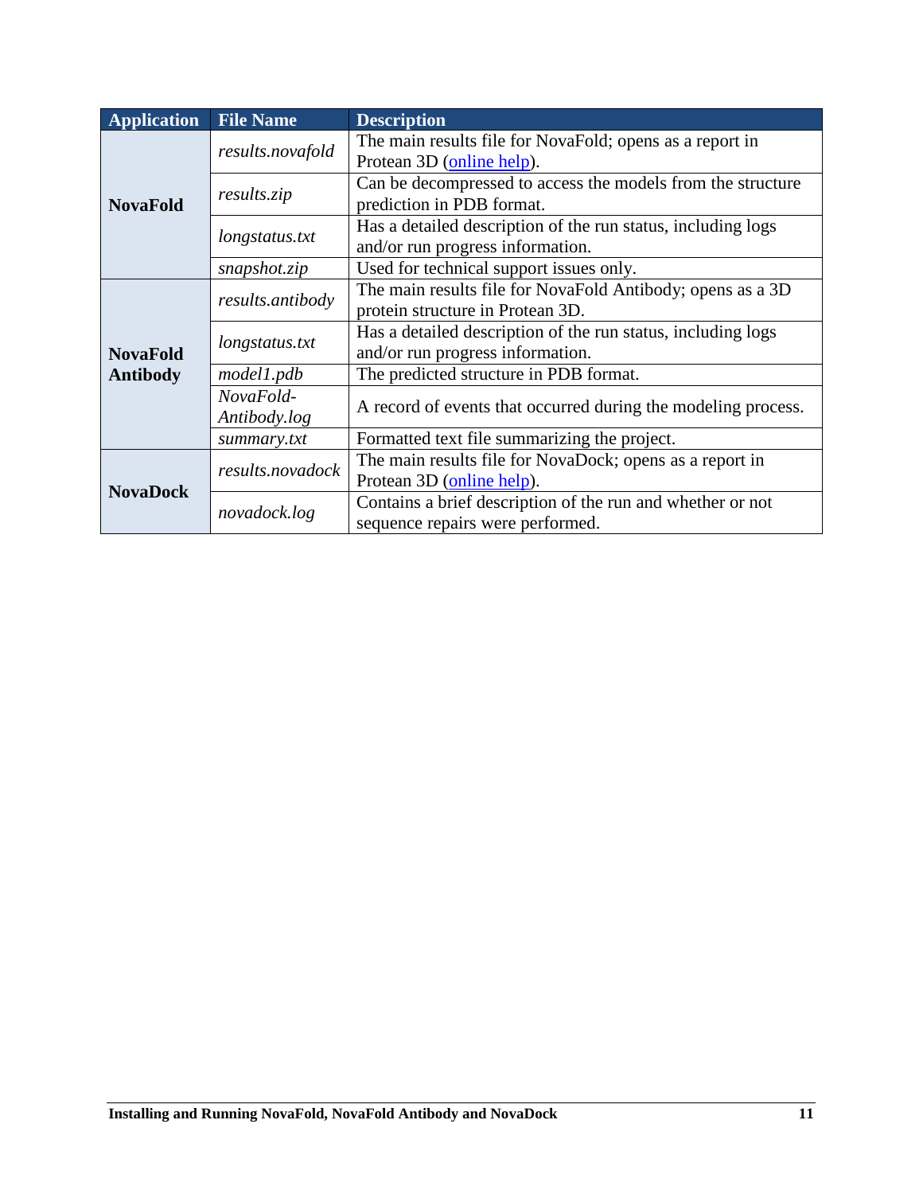| Application | File Name | Description |
|---|---|---|
| **NovaFold** | *results.novafold* | The main results file for NovaFold; opens as a report in Protean 3D (online help). |
| | *results.zip* | Can be decompressed to access the models from the structure prediction in PDB format. |
| | *longstatus.txt* | Has a detailed description of the run status, including logs and/or run progress information. |
| | *snapshot.zip* | Used for technical support issues only. |
| **NovaFold Antibody** | *results.antibody* | The main results file for NovaFold Antibody; opens as a 3D protein structure in Protean 3D. |
| | *longstatus.txt* | Has a detailed description of the run status, including logs and/or run progress information. |
| | *model1.pdb* | The predicted structure in PDB format. |
| | *NovaFold-Antibody.log* | A record of events that occurred during the modeling process. |
| | *summary.txt* | Formatted text file summarizing the project. |
| **NovaDock** | *results.novadock* | The main results file for NovaDock; opens as a report in Protean 3D (online help). |
| | *novadock.log* | Contains a brief description of the run and whether or not sequence repairs were performed. |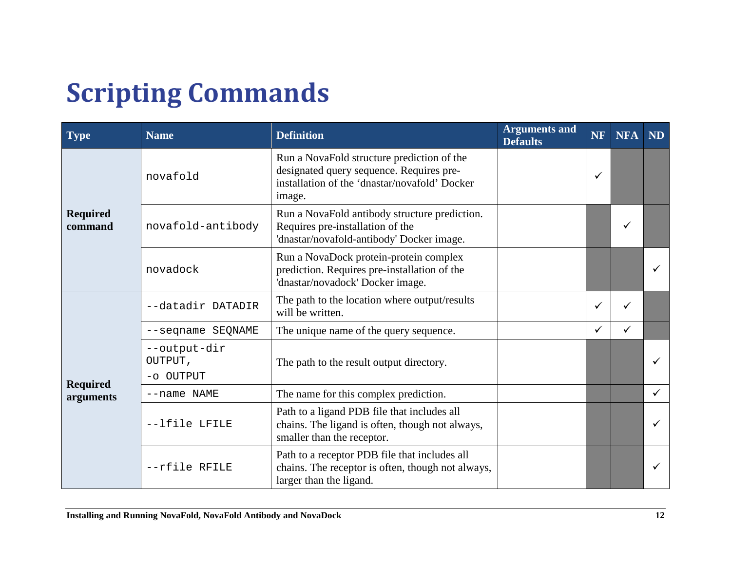# Scripting Commands

| Type | Name | Definition | Arguments and Defaults | NF | NFA | ND |
|---|---|---|---|---|---|---|
| **Required command** | `novafold` | Run a NovaFold structure prediction of the designated query sequence. Requires pre-installation of the ‘dnastar/novafold’ Docker image. | | ✓ | | |
| | `novafold-antibody` | Run a NovaFold antibody structure prediction. Requires pre-installation of the 'dnastar/novafold-antibody' Docker image. | | | ✓ | |
| | `novadock` | Run a NovaDock protein-protein complex prediction. Requires pre-installation of the 'dnastar/novadock' Docker image. | | | | ✓ |
| **Required arguments** | `--datadir DATADIR` | The path to the location where output/results will be written. | | ✓ | ✓ | |
| | `--seqname SEQNAME` | The unique name of the query sequence. | | ✓ | ✓ | |
| | `--output-dir OUTPUT`, `-o OUTPUT` | The path to the result output directory. | | | | ✓ |
| | `--name NAME` | The name for this complex prediction. | | | | ✓ |
| | `--lfile LFILE` | Path to a ligand PDB file that includes all chains. The ligand is often, though not always, smaller than the receptor. | | | | ✓ |
| | `--rfile RFILE` | Path to a receptor PDB file that includes all chains. The receptor is often, though not always, larger than the ligand. | | | | ✓ |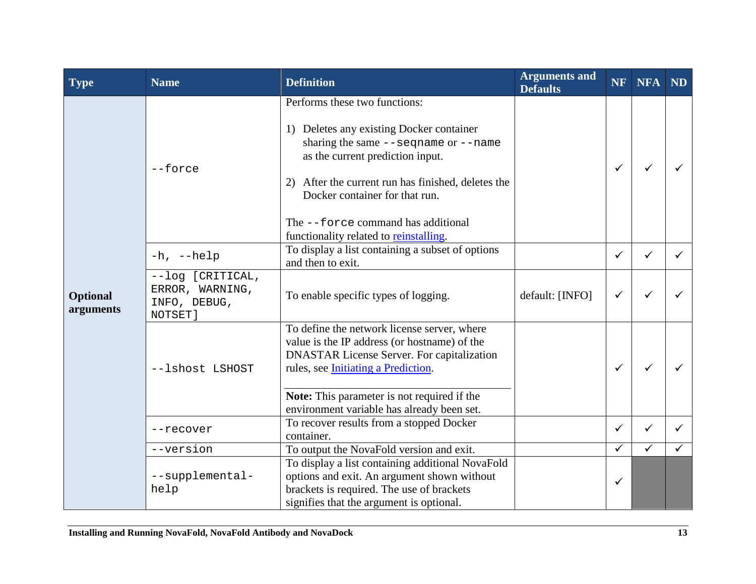| Type | Name | Definition | Arguments and Defaults | NF | NFA | ND |
|---|---|---|---|---|---|---|
| **Optional arguments** | `--force` | Performs these two functions:<br><br>1) Deletes any existing Docker container sharing the same `--seqname` or `--name` as the current prediction input.<br><br>2) After the current run has finished, deletes the Docker container for that run.<br><br>The `--force` command has additional functionality related to reinstalling. | | ✓ | ✓ | ✓ |
| | `-h, --help` | To display a list containing a subset of options and then to exit. | | ✓ | ✓ | ✓ |
| | `--log [CRITICAL, ERROR, WARNING, INFO, DEBUG, NOTSET]` | To enable specific types of logging. | default: [INFO] | ✓ | ✓ | ✓ |
| | `--lshost LSHOST` | To define the network license server, where value is the IP address (or hostname) of the DNASTAR License Server. For capitalization rules, see Initiating a Prediction.<br><br>**Note:** This parameter is not required if the environment variable has already been set. | | ✓ | ✓ | ✓ |
| | `--recover` | To recover results from a stopped Docker container. | | ✓ | ✓ | ✓ |
| | `--version` | To output the NovaFold version and exit. | | ✓ | ✓ | ✓ |
| | `--supplemental-help` | To display a list containing additional NovaFold options and exit. An argument shown without brackets is required. The use of brackets signifies that the argument is optional. | | ✓ | | |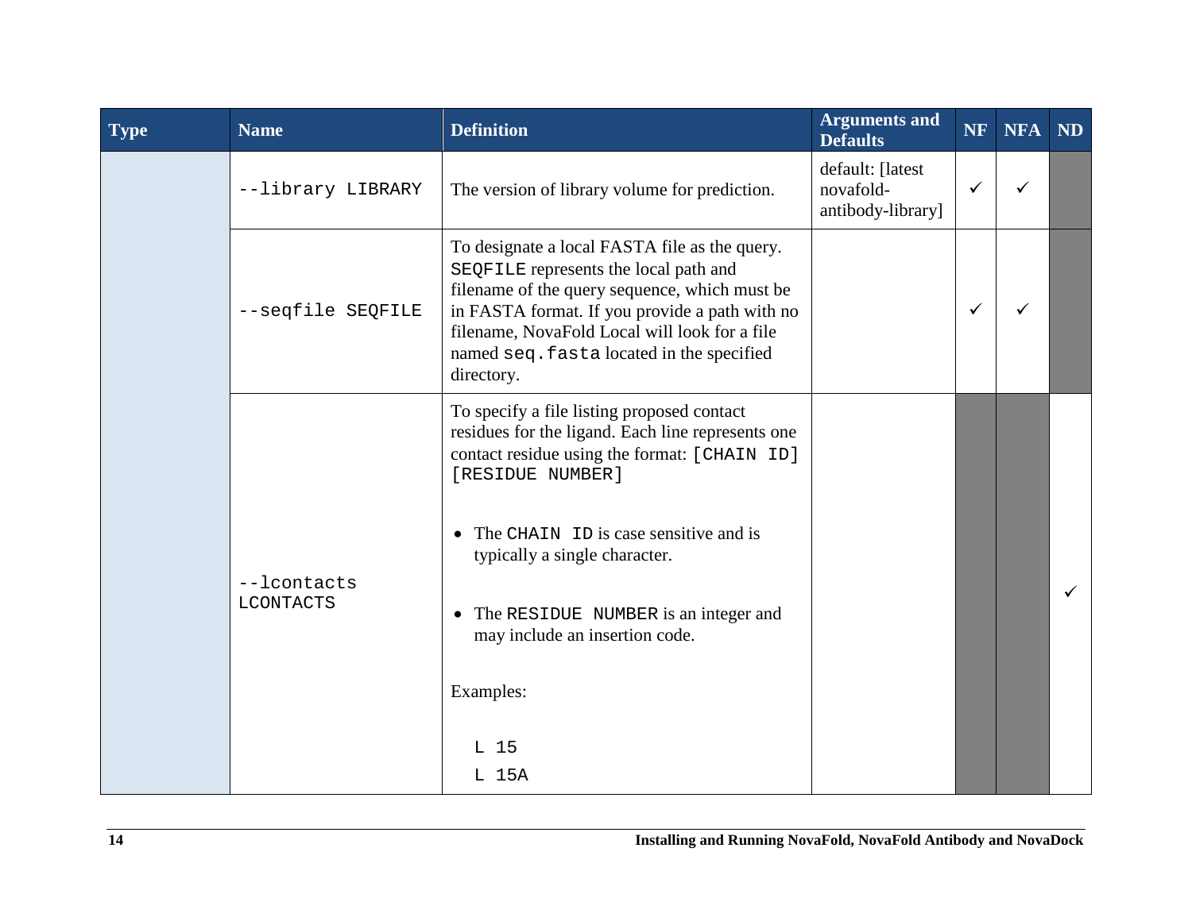| Type | Name | Definition | Arguments and Defaults | NF | NFA | ND |
|---|---|---|---|---|---|---|
| | `--library LIBRARY` | The version of library volume for prediction. | default: [latest novafold-antibody-library] | ✓ | ✓ | |
| | `--seqfile SEQFILE` | To designate a local FASTA file as the query. `SEQFILE` represents the local path and filename of the query sequence, which must be in FASTA format. If you provide a path with no filename, NovaFold Local will look for a file named `seq.fasta` located in the specified directory. | | ✓ | ✓ | |
| | `--lcontacts LCONTACTS` | To specify a file listing proposed contact residues for the ligand. Each line represents one contact residue using the format: `[CHAIN ID] [RESIDUE NUMBER]`<br><br>• The `CHAIN ID` is case sensitive and is typically a single character.<br><br>• The `RESIDUE NUMBER` is an integer and may include an insertion code.<br><br>Examples:<br><br>`L 15`<br>`L 15A` | | | | ✓ |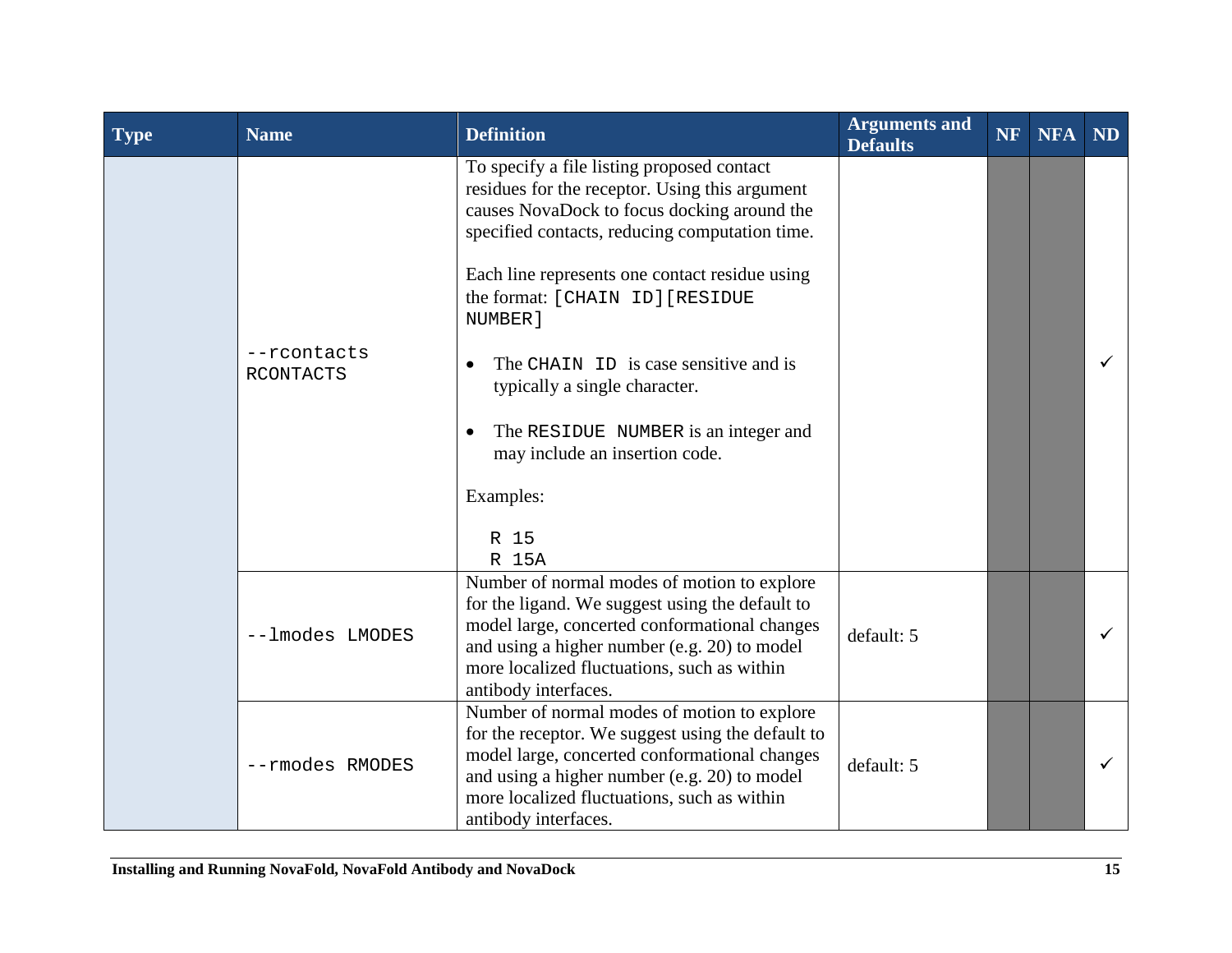| Type | Name | Definition | Arguments and Defaults | NF | NFA | ND |
|---|---|---|---|---|---|---|
| | `--rcontacts RCONTACTS` | To specify a file listing proposed contact residues for the receptor. Using this argument causes NovaDock to focus docking around the specified contacts, reducing computation time.<br><br>Each line represents one contact residue using the format: `[CHAIN ID][RESIDUE NUMBER]`<br><br>• The `CHAIN ID` is case sensitive and is typically a single character.<br><br>• The `RESIDUE NUMBER` is an integer and may include an insertion code.<br><br>Examples:<br><br>`R 15`<br>`R 15A` | | | | ✓ |
| | `--lmodes LMODES` | Number of normal modes of motion to explore for the ligand. We suggest using the default to model large, concerted conformational changes and using a higher number (e.g. 20) to model more localized fluctuations, such as within antibody interfaces. | default: 5 | | | ✓ |
| | `--rmodes RMODES` | Number of normal modes of motion to explore for the receptor. We suggest using the default to model large, concerted conformational changes and using a higher number (e.g. 20) to model more localized fluctuations, such as within antibody interfaces. | default: 5 | | | ✓ |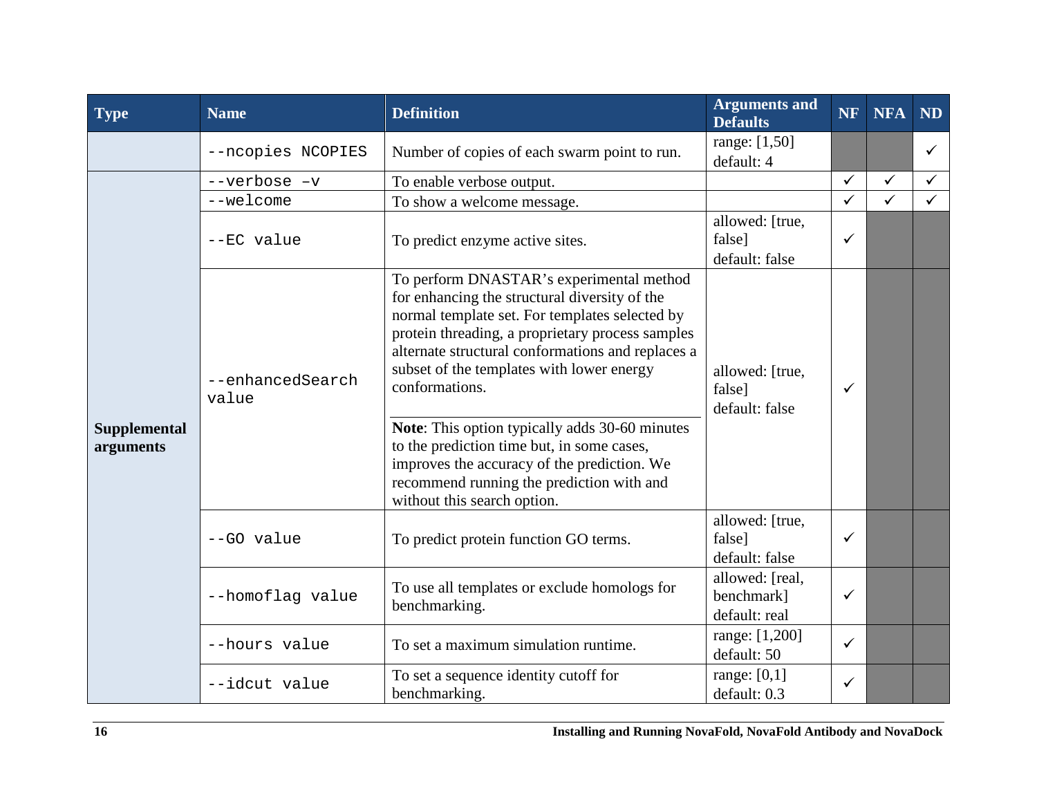| Type | Name | Definition | Arguments and Defaults | NF | NFA | ND |
|---|---|---|---|---|---|---|
| | `--ncopies NCOPIES` | Number of copies of each swarm point to run. | range: [1,50] default: 4 | | | ✓ |
| Supplemental arguments | `--verbose –v` | To enable verbose output. | | ✓ | ✓ | ✓ |
| | `--welcome` | To show a welcome message. | | ✓ | ✓ | ✓ |
| | `--EC value` | To predict enzyme active sites. | allowed: [true, false] default: false | ✓ | | |
| | `--enhancedSearch value` | To perform DNASTAR's experimental method for enhancing the structural diversity of the normal template set. For templates selected by protein threading, a proprietary process samples alternate structural conformations and replaces a subset of the templates with lower energy conformations. **Note**: This option typically adds 30-60 minutes to the prediction time but, in some cases, improves the accuracy of the prediction. We recommend running the prediction with and without this search option. | allowed: [true, false] default: false | ✓ | | |
| | `--GO value` | To predict protein function GO terms. | allowed: [true, false] default: false | ✓ | | |
| | `--homoflag value` | To use all templates or exclude homologs for benchmarking. | allowed: [real, benchmark] default: real | ✓ | | |
| | `--hours value` | To set a maximum simulation runtime. | range: [1,200] default: 50 | ✓ | | |
| | `--idcut value` | To set a sequence identity cutoff for benchmarking. | range: [0,1] default: 0.3 | ✓ | | |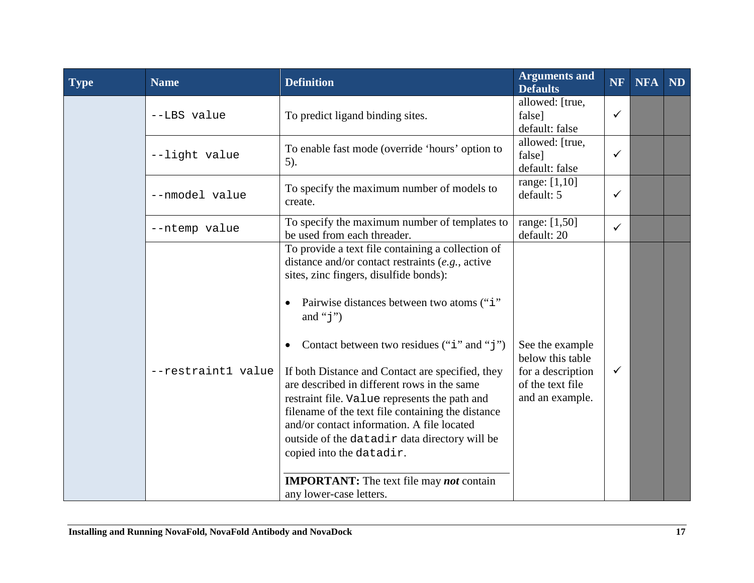| Type | Name | Definition | Arguments and Defaults | NF | NFA | ND |
|---|---|---|---|---|---|---|
| | `--LBS value` | To predict ligand binding sites. | allowed: [true, false]<br>default: false | ✓ | | |
| | `--light value` | To enable fast mode (override 'hours' option to 5). | allowed: [true, false]<br>default: false | ✓ | | |
| | `--nmodel value` | To specify the maximum number of models to create. | range: [1,10]<br>default: 5 | ✓ | | |
| | `--ntemp value` | To specify the maximum number of templates to be used from each threader. | range: [1,50]<br>default: 20 | ✓ | | |
| | `--restraint1 value` | To provide a text file containing a collection of distance and/or contact restraints (*e.g.*, active sites, zinc fingers, disulfide bonds):<br>• Pairwise distances between two atoms ("`i`" and "`j`")<br>• Contact between two residues ("`i`" and "`j`")<br>If both Distance and Contact are specified, they are described in different rows in the same restraint file. `Value` represents the path and filename of the text file containing the distance and/or contact information. A file located outside of the `datadir` data directory will be copied into the `datadir`.<br>**IMPORTANT:** The text file may ***not*** contain any lower-case letters. | See the example below this table for a description of the text file and an example. | ✓ | | |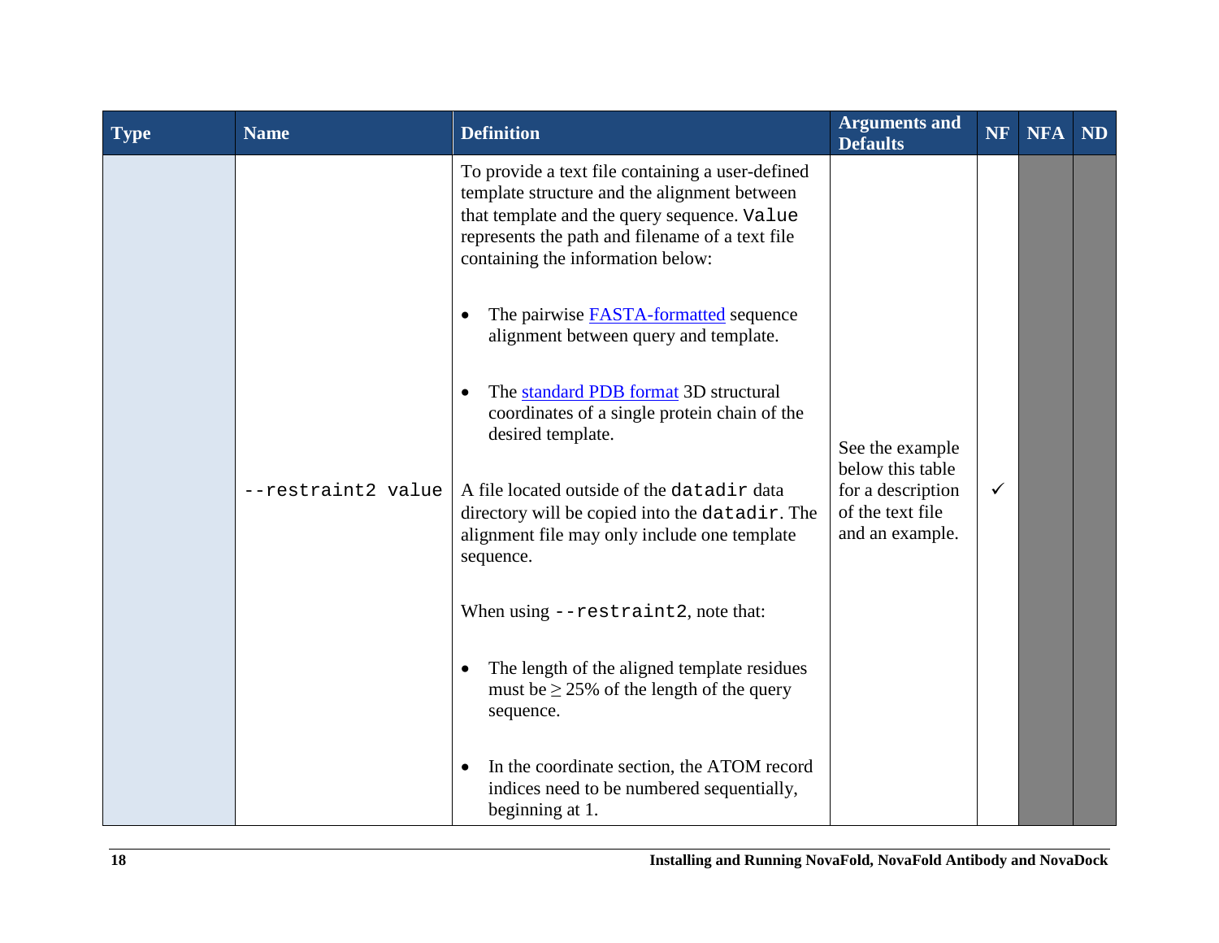| Type | Name | Definition | Arguments and Defaults | NF | NFA | ND |
|---|---|---|---|---|---|---|
| | `--restraint2 value` | To provide a text file containing a user-defined template structure and the alignment between that template and the query sequence. `Value` represents the path and filename of a text file containing the information below:<br><br>• The pairwise [FASTA-formatted](#) sequence alignment between query and template.<br><br>• The [standard PDB format](#) 3D structural coordinates of a single protein chain of the desired template.<br><br>A file located outside of the `datadir` data directory will be copied into the `datadir`. The alignment file may only include one template sequence.<br><br>When using `--restraint2`, note that:<br><br>• The length of the aligned template residues must be ≥ 25% of the length of the query sequence.<br><br>• In the coordinate section, the ATOM record indices need to be numbered sequentially, beginning at 1. | See the example below this table for a description of the text file and an example. | ✓ | | |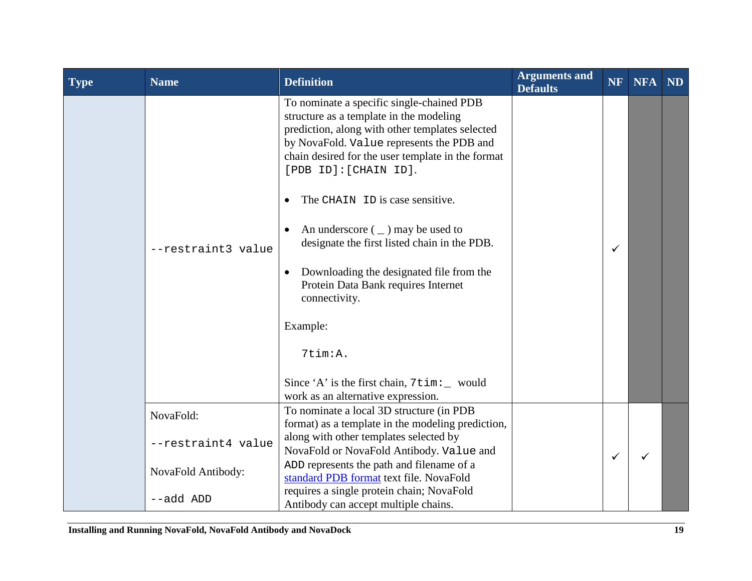| Type | Name | Definition | Arguments and Defaults | NF | NFA | ND |
|---|---|---|---|---|---|---|
| | `--restraint3 value` | To nominate a specific single-chained PDB structure as a template in the modeling prediction, along with other templates selected by NovaFold. `Value` represents the PDB and chain desired for the user template in the format `[PDB ID]:[CHAIN ID]`.<br><br>• The `CHAIN ID` is case sensitive.<br>• An underscore ( _ ) may be used to designate the first listed chain in the PDB.<br>• Downloading the designated file from the Protein Data Bank requires Internet connectivity.<br><br>Example:<br><br>`7tim:A.`<br><br>Since 'A' is the first chain, `7tim:_` would work as an alternative expression. | | ✓ | | |
| | NovaFold:<br><br>`--restraint4 value`<br><br>NovaFold Antibody:<br><br>`--add ADD` | To nominate a local 3D structure (in PDB format) as a template in the modeling prediction, along with other templates selected by NovaFold or NovaFold Antibody. `Value` and `ADD` represents the path and filename of a standard PDB format text file. NovaFold requires a single protein chain; NovaFold Antibody can accept multiple chains. | | ✓ | ✓ | |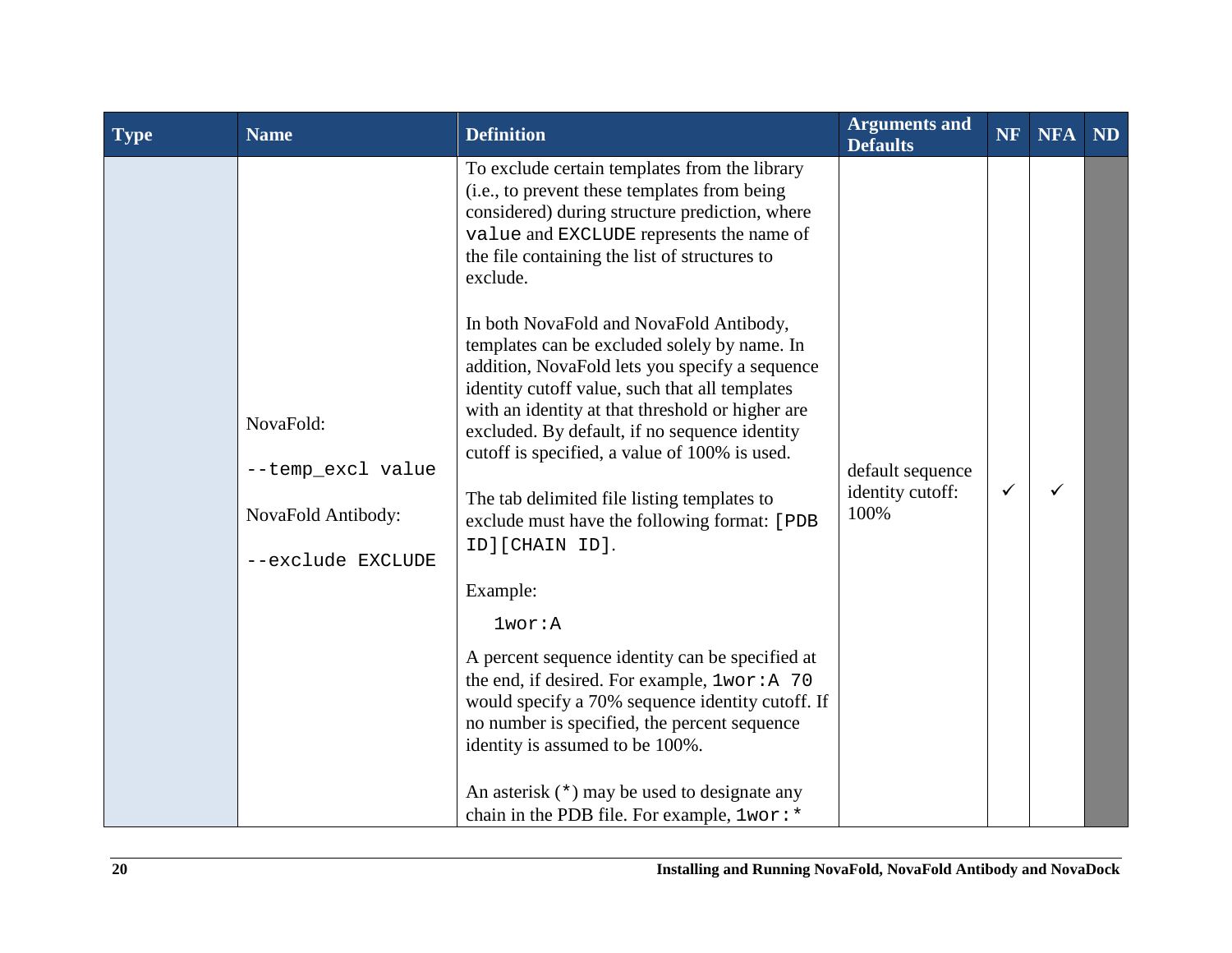| Type | Name | Definition | Arguments and Defaults | NF | NFA | ND |
|---|---|---|---|---|---|---|
| | NovaFold:<br><br>`--temp_excl value`<br><br>NovaFold Antibody:<br><br>`--exclude EXCLUDE` | To exclude certain templates from the library (i.e., to prevent these templates from being considered) during structure prediction, where `value` and `EXCLUDE` represents the name of the file containing the list of structures to exclude.<br><br>In both NovaFold and NovaFold Antibody, templates can be excluded solely by name. In addition, NovaFold lets you specify a sequence identity cutoff value, such that all templates with an identity at that threshold or higher are excluded. By default, if no sequence identity cutoff is specified, a value of 100% is used.<br><br>The tab delimited file listing templates to exclude must have the following format: `[PDB ID][CHAIN ID]`.<br><br>Example:<br><br>`1wor:A`<br><br>A percent sequence identity can be specified at the end, if desired. For example, `1wor:A 70` would specify a 70% sequence identity cutoff. If no number is specified, the percent sequence identity is assumed to be 100%.<br><br>An asterisk (`*`) may be used to designate any chain in the PDB file. For example, `1wor:*` | default sequence identity cutoff: 100% | ✓ | ✓ | |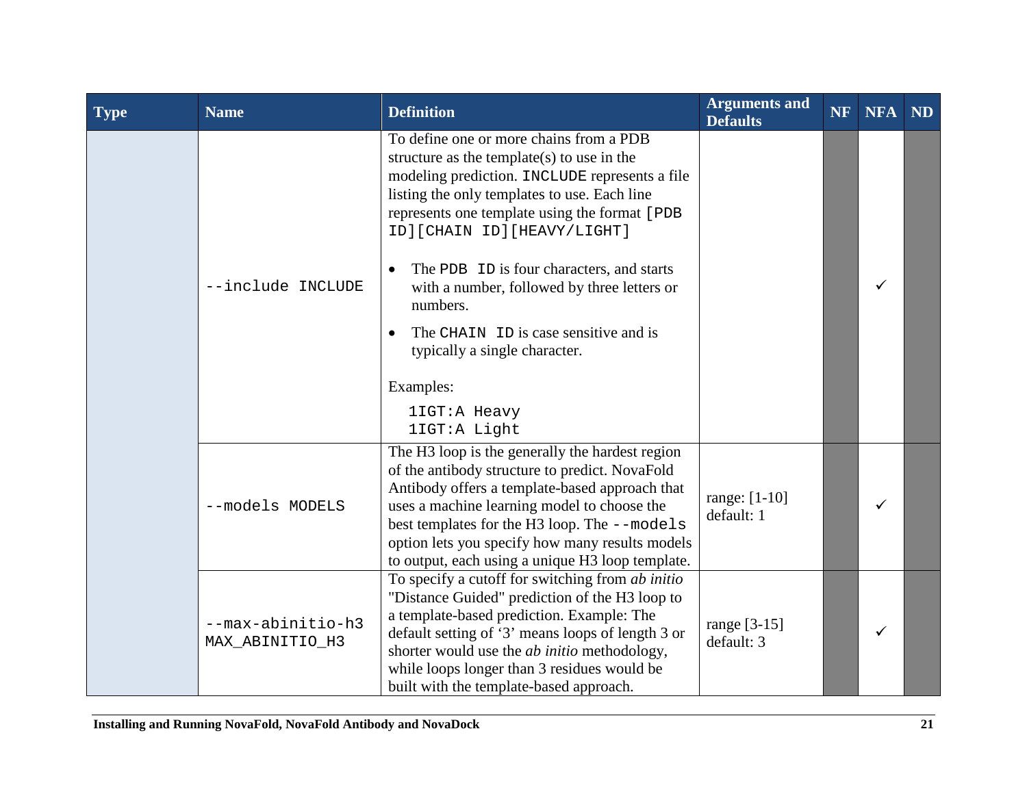| Type | Name | Definition | Arguments and Defaults | NF | NFA | ND |
|---|---|---|---|---|---|---|
| | `--include INCLUDE` | To define one or more chains from a PDB structure as the template(s) to use in the modeling prediction. `INCLUDE` represents a file listing the only templates to use. Each line represents one template using the format `[PDB ID][CHAIN ID][HEAVY/LIGHT]`<br><br>• The `PDB ID` is four characters, and starts with a number, followed by three letters or numbers.<br>• The `CHAIN ID` is case sensitive and is typically a single character.<br><br>Examples:<br>`1IGT:A Heavy`<br>`1IGT:A Light` | | | ✓ | |
| | `--models MODELS` | The H3 loop is the generally the hardest region of the antibody structure to predict. NovaFold Antibody offers a template-based approach that uses a machine learning model to choose the best templates for the H3 loop. The `--models` option lets you specify how many results models to output, each using a unique H3 loop template. | range: [1-10]<br>default: 1 | | ✓ | |
| | `--max-abinitio-h3 MAX_ABINITIO_H3` | To specify a cutoff for switching from *ab initio* "Distance Guided" prediction of the H3 loop to a template-based prediction. Example: The default setting of '3' means loops of length 3 or shorter would use the *ab initio* methodology, while loops longer than 3 residues would be built with the template-based approach. | range [3-15]<br>default: 3 | | ✓ | |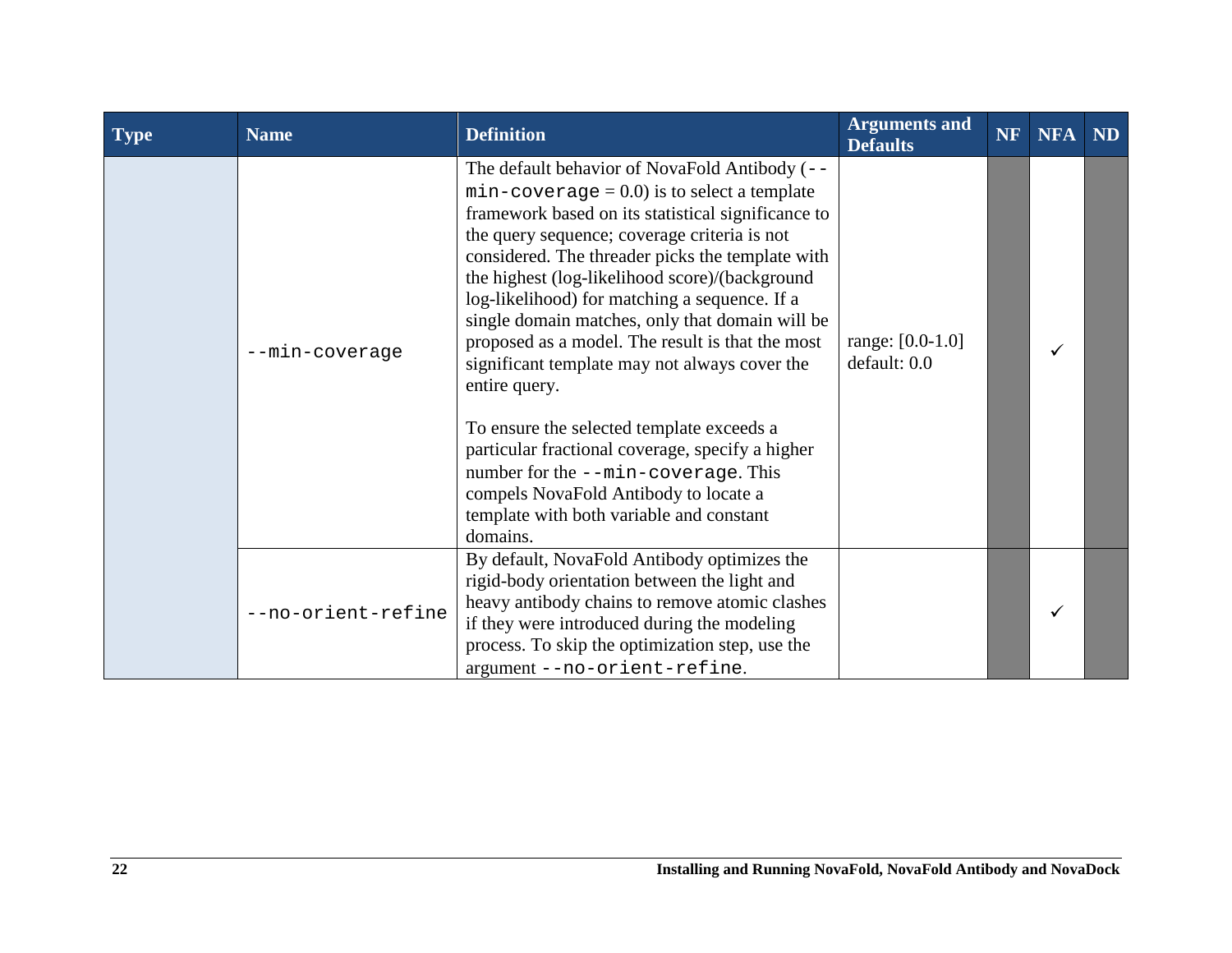| Type | Name | Definition | Arguments and Defaults | NF | NFA | ND |
|---|---|---|---|---|---|---|
| | `--min-coverage` | The default behavior of NovaFold Antibody (`--min-coverage` = 0.0) is to select a template framework based on its statistical significance to the query sequence; coverage criteria is not considered. The threader picks the template with the highest (log-likelihood score)/(background log-likelihood) for matching a sequence. If a single domain matches, only that domain will be proposed as a model. The result is that the most significant template may not always cover the entire query.<br><br>To ensure the selected template exceeds a particular fractional coverage, specify a higher number for the `--min-coverage`. This compels NovaFold Antibody to locate a template with both variable and constant domains. | range: [0.0-1.0]<br>default: 0.0 | | ✓ | |
| | `--no-orient-refine` | By default, NovaFold Antibody optimizes the rigid-body orientation between the light and heavy antibody chains to remove atomic clashes if they were introduced during the modeling process. To skip the optimization step, use the argument `--no-orient-refine`. | | | ✓ | |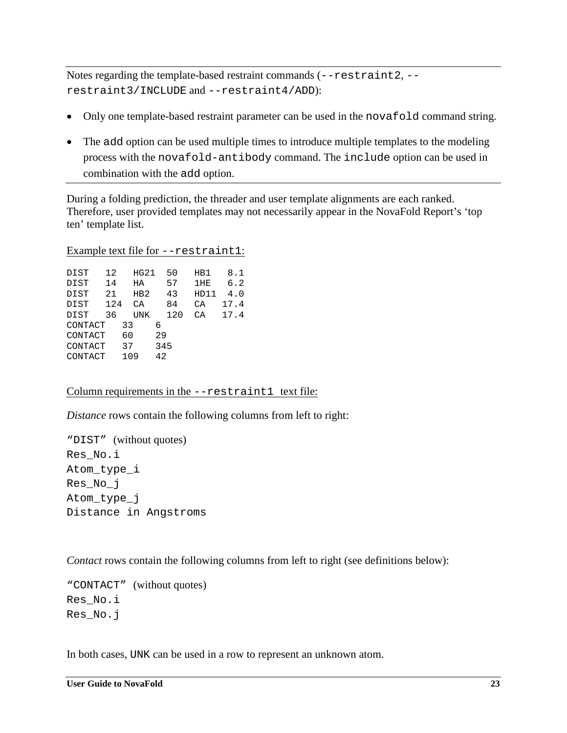---

Notes regarding the template-based restraint commands (`--restraint2`, `--restraint3/INCLUDE` and `--restraint4/ADD`):

- Only one template-based restraint parameter can be used in the `novafold` command string.
- The `add` option can be used multiple times to introduce multiple templates to the modeling process with the `novafold-antibody` command. The `include` option can be used in combination with the `add` option.

---

During a folding prediction, the threader and user template alignments are each ranked. Therefore, user provided templates may not necessarily appear in the NovaFold Report's 'top ten' template list.

Example text file for `--restraint1`:

```
DIST   12   HG21  50   HB1   8.1
DIST   14   HA    57   1HE   6.2
DIST   21   HB2   43   HD11  4.0
DIST   124  CA    84   CA   17.4
DIST   36   UNK   120  CA   17.4
CONTACT   33    6
CONTACT   60    29
CONTACT   37    345
CONTACT   109   42
```

Column requirements in the `--restraint1` text file:

*Distance* rows contain the following columns from left to right:

```
"DIST"  (without quotes)
Res_No.i
Atom_type_i
Res_No_j
Atom_type_j
Distance in Angstroms
```

*Contact* rows contain the following columns from left to right (see definitions below):

```
"CONTACT"  (without quotes)
Res_No.i
Res_No.j
```

In both cases, `UNK` can be used in a row to represent an unknown atom.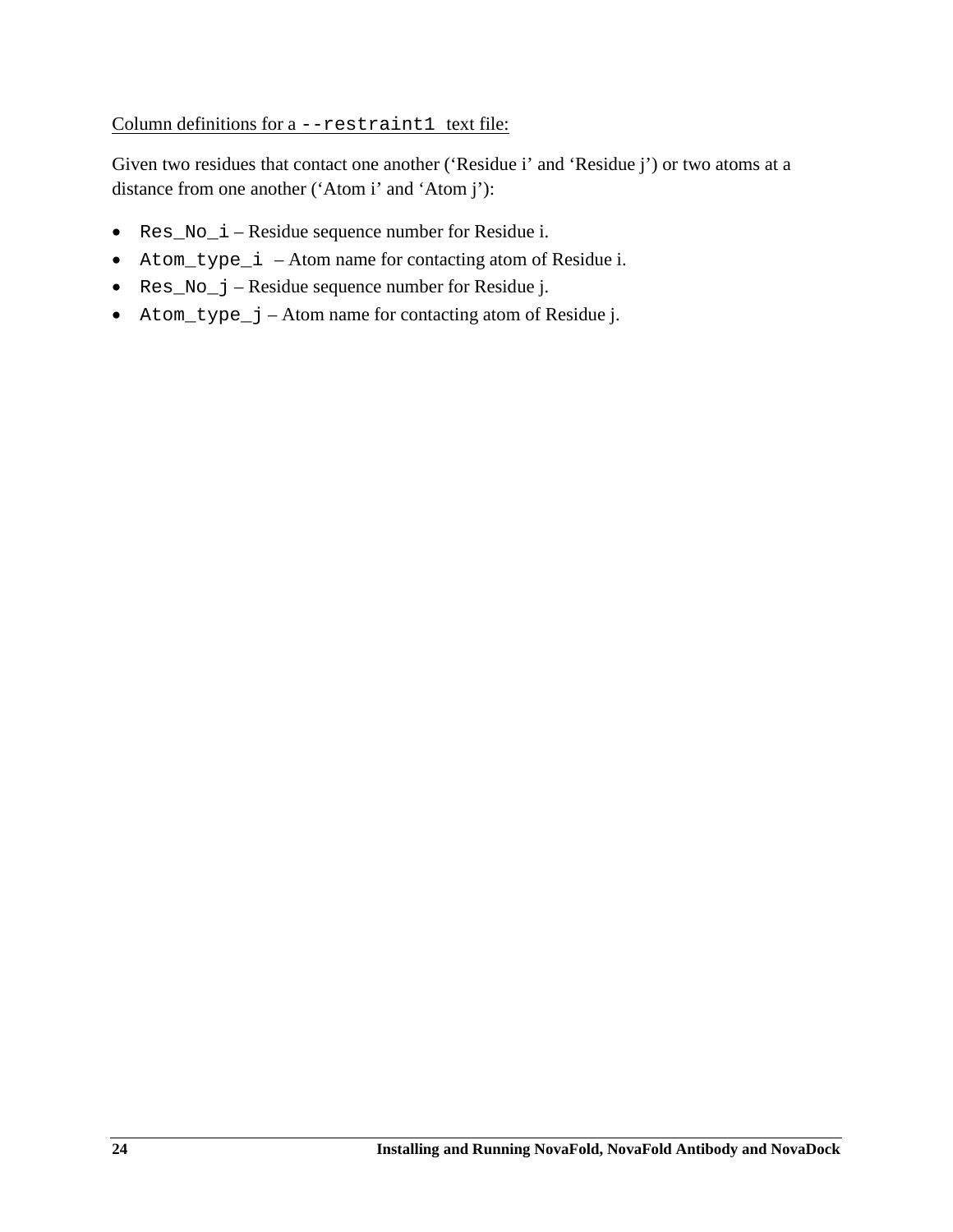Column definitions for a `--restraint1` text file:

Given two residues that contact one another (‘Residue i’ and ‘Residue j’) or two atoms at a distance from one another (‘Atom i’ and ‘Atom j’):

- `Res_No_i` – Residue sequence number for Residue i.
- `Atom_type_i` – Atom name for contacting atom of Residue i.
- `Res_No_j` – Residue sequence number for Residue j.
- `Atom_type_j` – Atom name for contacting atom of Residue j.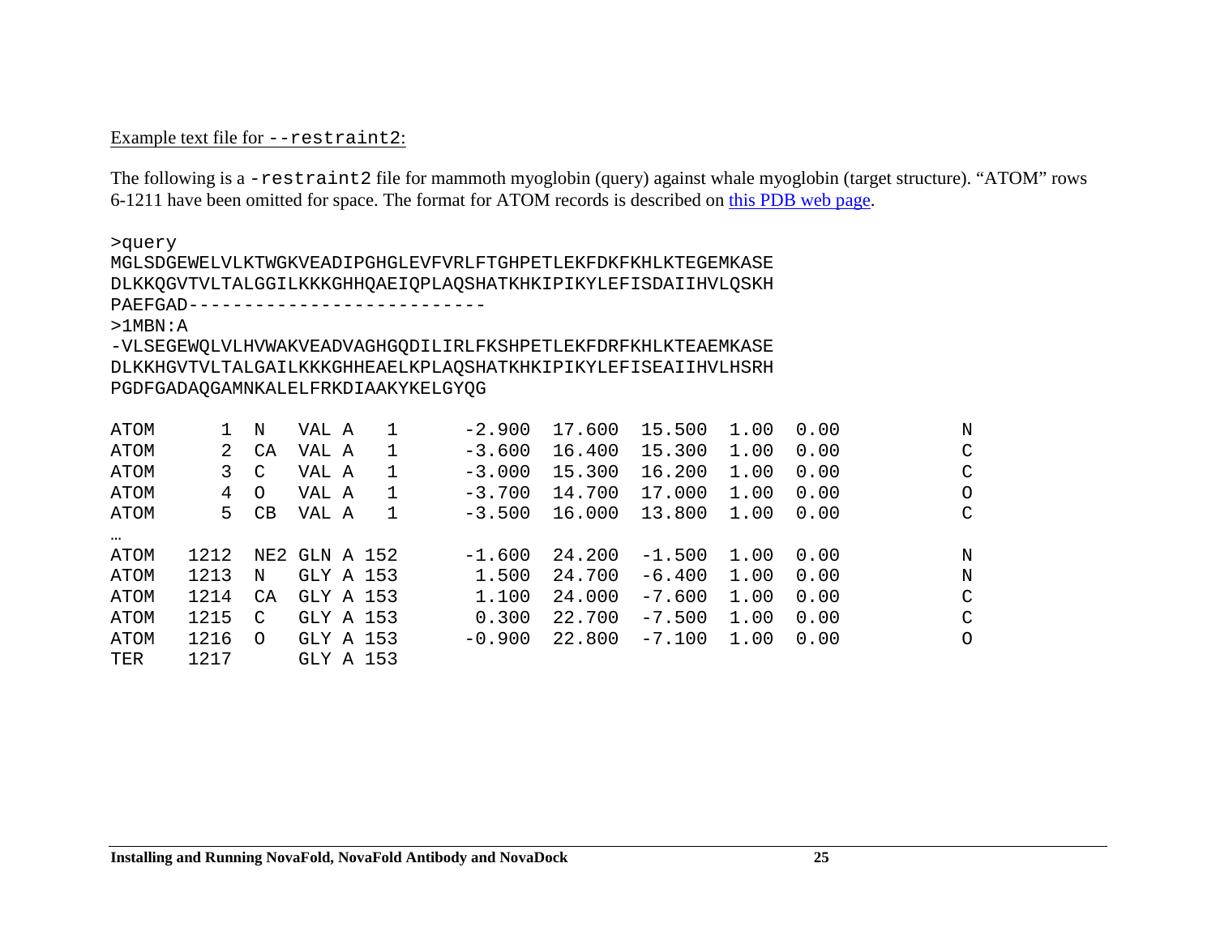Example text file for `--restraint2`:

The following is a `-restraint2` file for mammoth myoglobin (query) against whale myoglobin (target structure). "ATOM" rows 6-1211 have been omitted for space. The format for ATOM records is described on [this PDB web page](#).

```
>query
MGLSDGEWELVLKTWGKVEADIPGHGLEVFVRLFTGHPETLEKFDKFKHLKTEGEMKASE
DLKKQGVTVLTALGGILKKKGHHQAEIQPLAQSHATKHKIPIKYLEFISDAIIHVLQSKH
PAEFGAD---------------------------
>1MBN:A
-VLSEGEWQLVLHVWAKVEADVAGHGQDILIRLFKSHPETLEKFDRFKHLKTEAEMKASE
DLKKHGVTVLTALGAILKKKGHHEAELKPLAQSHATKHKIPIKYLEFISEAIIHVLHSRH
PGDFGADAQGAMNKALELFRKDIAAKYKELGYQG

ATOM      1  N   VAL A   1      -2.900  17.600  15.500  1.00  0.00           N
ATOM      2  CA  VAL A   1      -3.600  16.400  15.300  1.00  0.00           C
ATOM      3  C   VAL A   1      -3.000  15.300  16.200  1.00  0.00           C
ATOM      4  O   VAL A   1      -3.700  14.700  17.000  1.00  0.00           O
ATOM      5  CB  VAL A   1      -3.500  16.000  13.800  1.00  0.00           C
…
ATOM   1212  NE2 GLN A 152      -1.600  24.200  -1.500  1.00  0.00           N
ATOM   1213  N   GLY A 153       1.500  24.700  -6.400  1.00  0.00           N
ATOM   1214  CA  GLY A 153       1.100  24.000  -7.600  1.00  0.00           C
ATOM   1215  C   GLY A 153       0.300  22.700  -7.500  1.00  0.00           C
ATOM   1216  O   GLY A 153      -0.900  22.800  -7.100  1.00  0.00           O
TER    1217      GLY A 153
```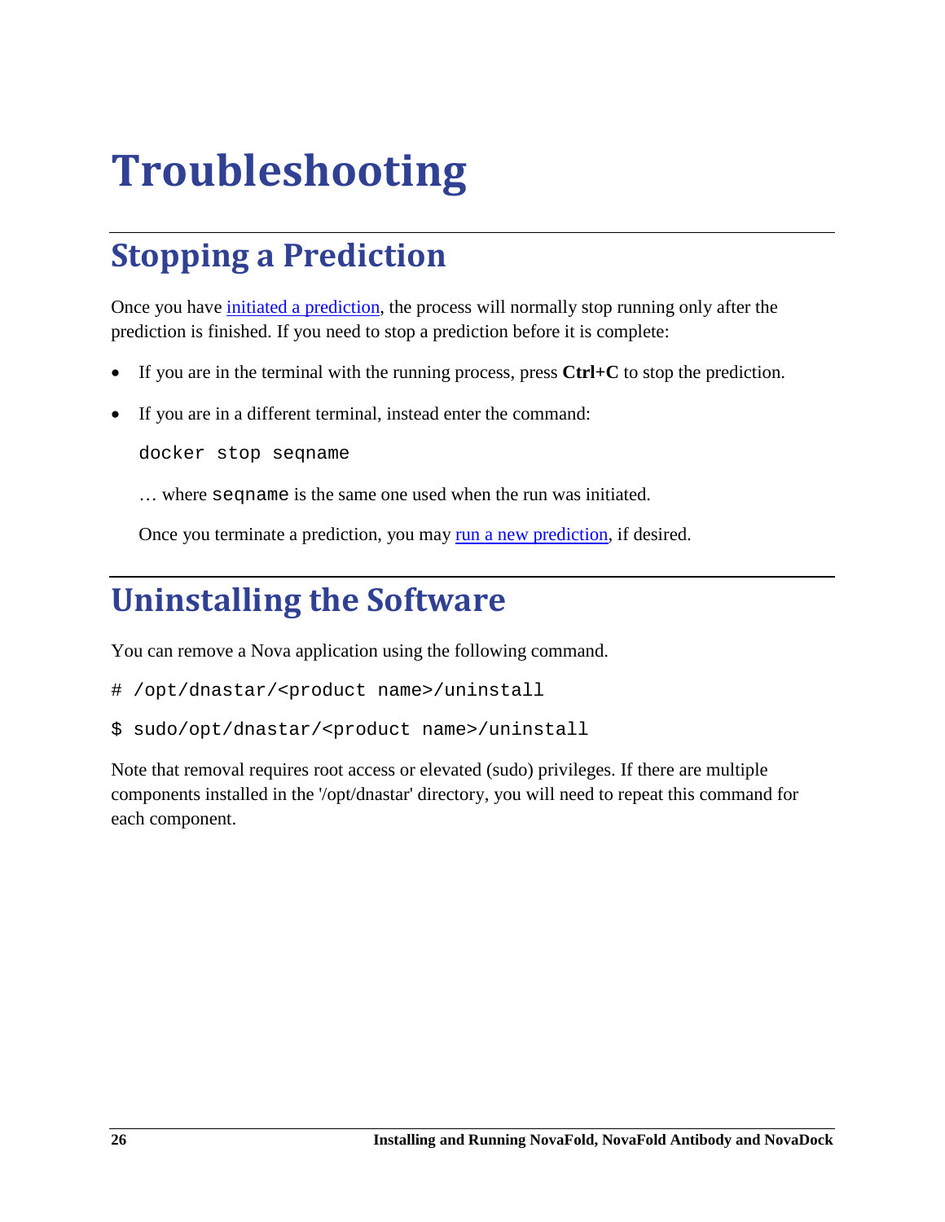# Troubleshooting

## Stopping a Prediction

Once you have initiated a prediction, the process will normally stop running only after the prediction is finished. If you need to stop a prediction before it is complete:

- If you are in the terminal with the running process, press **Ctrl+C** to stop the prediction.
- If you are in a different terminal, instead enter the command:

  ```
  docker stop seqname
  ```

  … where `seqname` is the same one used when the run was initiated.

  Once you terminate a prediction, you may run a new prediction, if desired.

## Uninstalling the Software

You can remove a Nova application using the following command.

```
# /opt/dnastar/<product name>/uninstall
```

```
$ sudo/opt/dnastar/<product name>/uninstall
```

Note that removal requires root access or elevated (sudo) privileges. If there are multiple components installed in the '/opt/dnastar' directory, you will need to repeat this command for each component.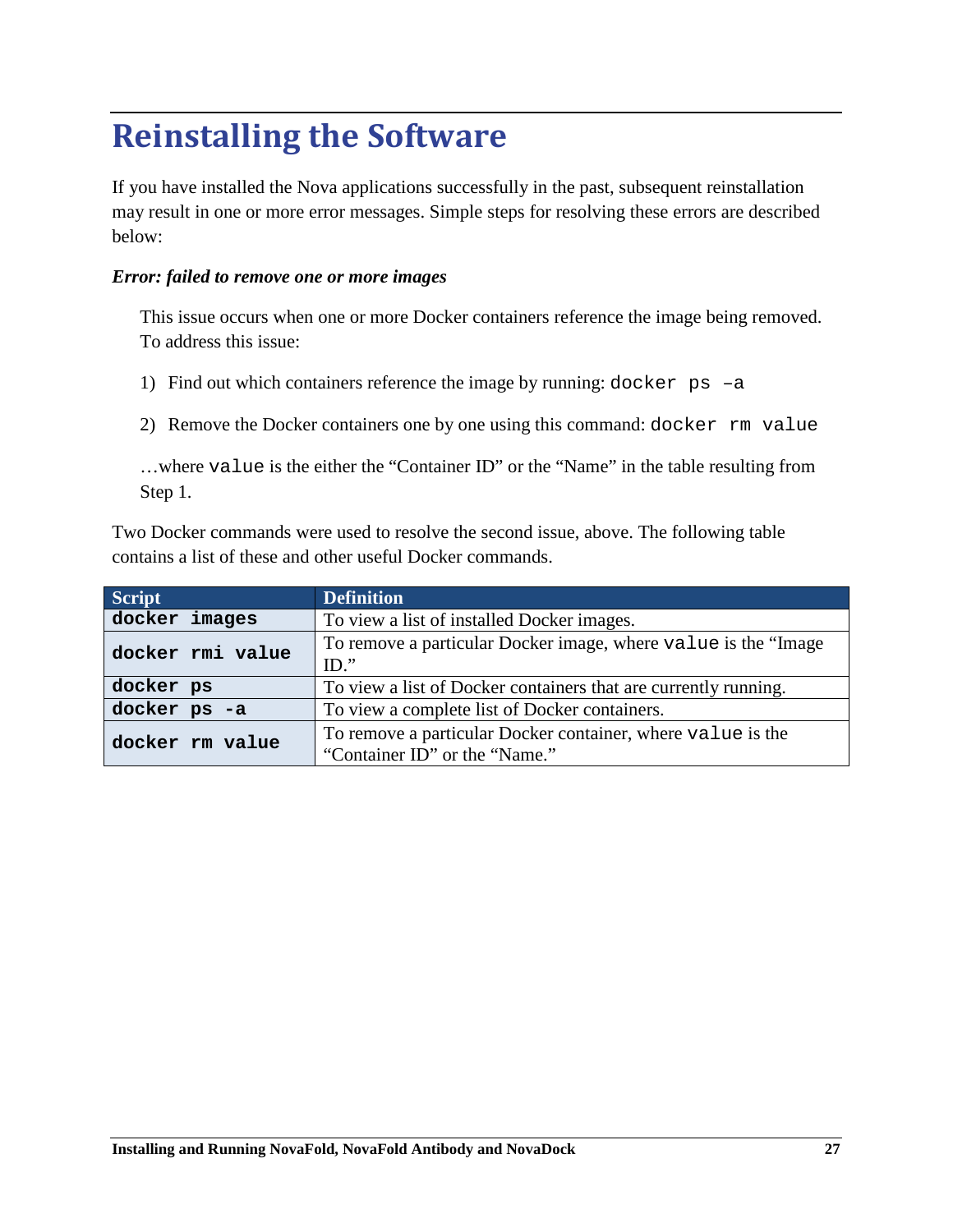# Reinstalling the Software

If you have installed the Nova applications successfully in the past, subsequent reinstallation may result in one or more error messages. Simple steps for resolving these errors are described below:

***Error: failed to remove one or more images***

This issue occurs when one or more Docker containers reference the image being removed. To address this issue:

1) Find out which containers reference the image by running: `docker ps –a`

2) Remove the Docker containers one by one using this command: `docker rm value`

…where `value` is the either the "Container ID" or the "Name" in the table resulting from Step 1.

Two Docker commands were used to resolve the second issue, above. The following table contains a list of these and other useful Docker commands.

| Script | Definition |
|---|---|
| **`docker images`** | To view a list of installed Docker images. |
| **`docker rmi value`** | To remove a particular Docker image, where `value` is the "Image ID." |
| **`docker ps`** | To view a list of Docker containers that are currently running. |
| **`docker ps -a`** | To view a complete list of Docker containers. |
| **`docker rm value`** | To remove a particular Docker container, where `value` is the "Container ID" or the "Name." |